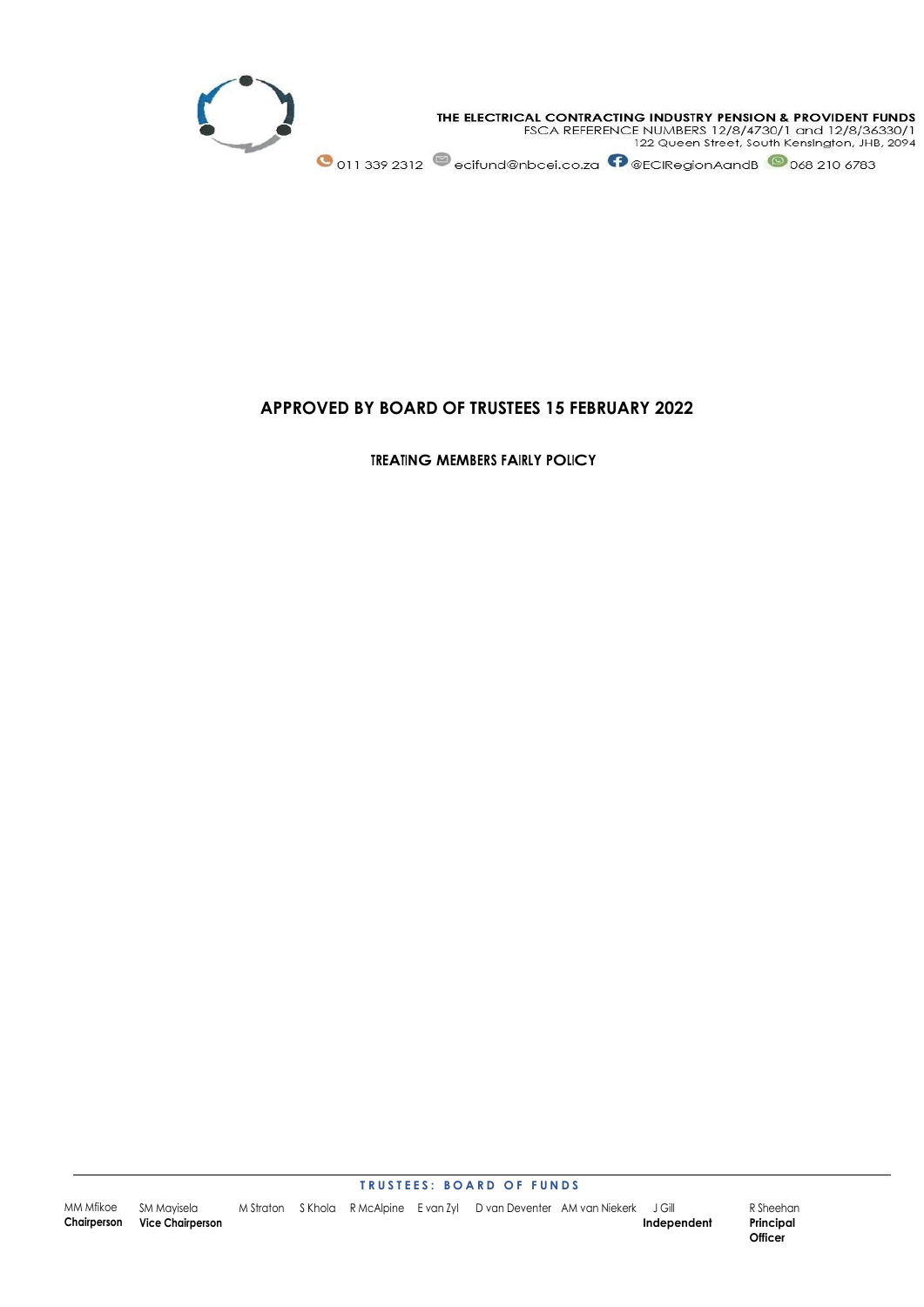THE ELECTRICAL CONTRACTING INDUSTRY PENSION & PROVIDENT FUNDS
FSCA REFERENCE NUMBERS 12/8/4730/1 and 12/8/36330/1
122 Queen Street, South Kensington, JHB, 2094

011 339 2312 ecifund@nbcei.co.za @ECIRegionAandB 068 210 6783

# APPROVED BY BOARD OF TRUSTEES 15 FEBRUARY 2022

## TREATING MEMBERS FAIRLY POLICY

**TRUSTEES: BOARD OF FUNDS**

| MM Mfikoe | SM Mayisela | M Straton | S Khola | R McAlpine | E van Zyl | D van Deventer | AM van Niekerk | J Gill | R Sheehan |
|---|---|---|---|---|---|---|---|---|---|
| **Chairperson** | **Vice Chairperson** | | | | | | | **Independent** | **Principal Officer** |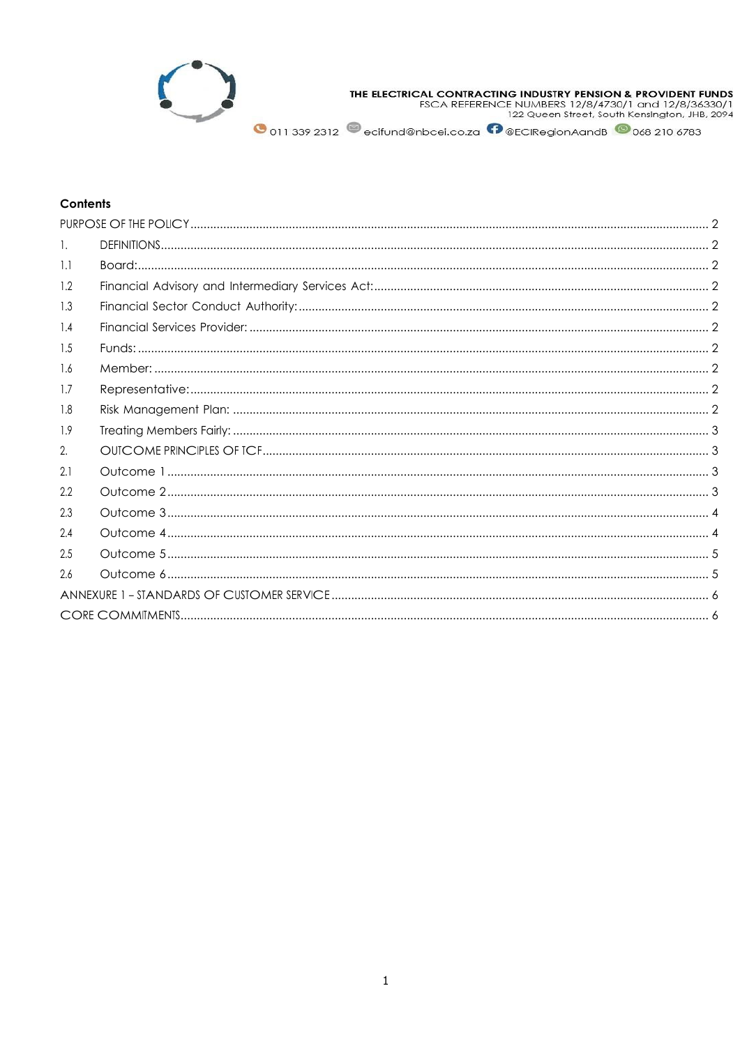THE ELECTRICAL CONTRACTING INDUSTRY PENSION & PROVIDENT FUNDS
FSCA REFERENCE NUMBERS 12/8/4730/1 and 12/8/36330/1
122 Queen Street, South Kensington, JHB, 2094

011 339 2312 ecifund@nbcei.co.za @ECIRegionAandB 068 210 6783

## Contents

PURPOSE OF THE POLICY ..... 2
1. DEFINITIONS ..... 2
1.1 Board: ..... 2
1.2 Financial Advisory and Intermediary Services Act: ..... 2
1.3 Financial Sector Conduct Authority: ..... 2
1.4 Financial Services Provider: ..... 2
1.5 Funds: ..... 2
1.6 Member: ..... 2
1.7 Representative: ..... 2
1.8 Risk Management Plan: ..... 2
1.9 Treating Members Fairly: ..... 3
2. OUTCOME PRINCIPLES OF TCF ..... 3
2.1 Outcome 1 ..... 3
2.2 Outcome 2 ..... 3
2.3 Outcome 3 ..... 4
2.4 Outcome 4 ..... 4
2.5 Outcome 5 ..... 5
2.6 Outcome 6 ..... 5
ANNEXURE 1 – STANDARDS OF CUSTOMER SERVICE ..... 6
CORE COMMITMENTS ..... 6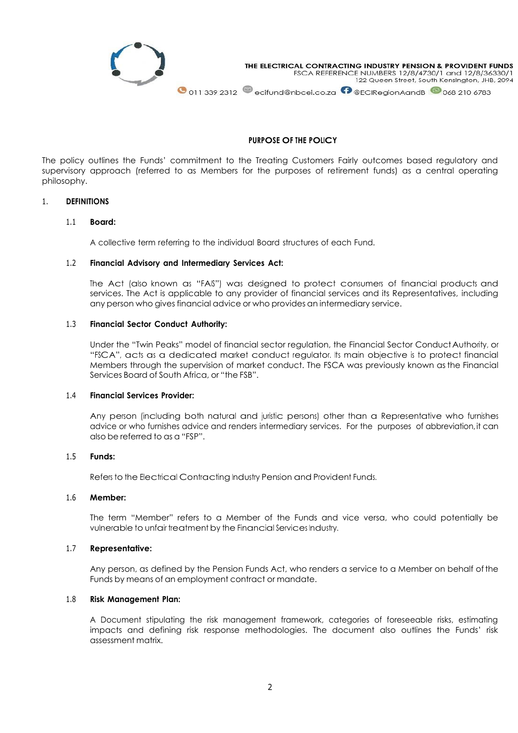## PURPOSE OF THE POLICY

The policy outlines the Funds' commitment to the Treating Customers Fairly outcomes based regulatory and supervisory approach (referred to as Members for the purposes of retirement funds) as a central operating philosophy.

## 1. DEFINITIONS

### 1.1 Board:

A collective term referring to the individual Board structures of each Fund.

### 1.2 Financial Advisory and Intermediary Services Act:

The Act (also known as "FAIS") was designed to protect consumers of financial products and services. The Act is applicable to any provider of financial services and its Representatives, including any person who gives financial advice or who provides an intermediary service.

### 1.3 Financial Sector Conduct Authority:

Under the "Twin Peaks" model of financial sector regulation, the Financial Sector Conduct Authority, or "FSCA", acts as a dedicated market conduct regulator. Its main objective is to protect financial Members through the supervision of market conduct. The FSCA was previously known as the Financial Services Board of South Africa, or "the FSB".

### 1.4 Financial Services Provider:

Any person (including both natural and juristic persons) other than a Representative who furnishes advice or who furnishes advice and renders intermediary services. For the purposes of abbreviation, it can also be referred to as a "FSP".

### 1.5 Funds:

Refers to the Electrical Contracting Industry Pension and Provident Funds.

### 1.6 Member:

The term "Member" refers to a Member of the Funds and vice versa, who could potentially be vulnerable to unfair treatment by the Financial Services Industry.

### 1.7 Representative:

Any person, as defined by the Pension Funds Act, who renders a service to a Member on behalf of the Funds by means of an employment contract or mandate.

### 1.8 Risk Management Plan:

A Document stipulating the risk management framework, categories of foreseeable risks, estimating impacts and defining risk response methodologies. The document also outlines the Funds' risk assessment matrix.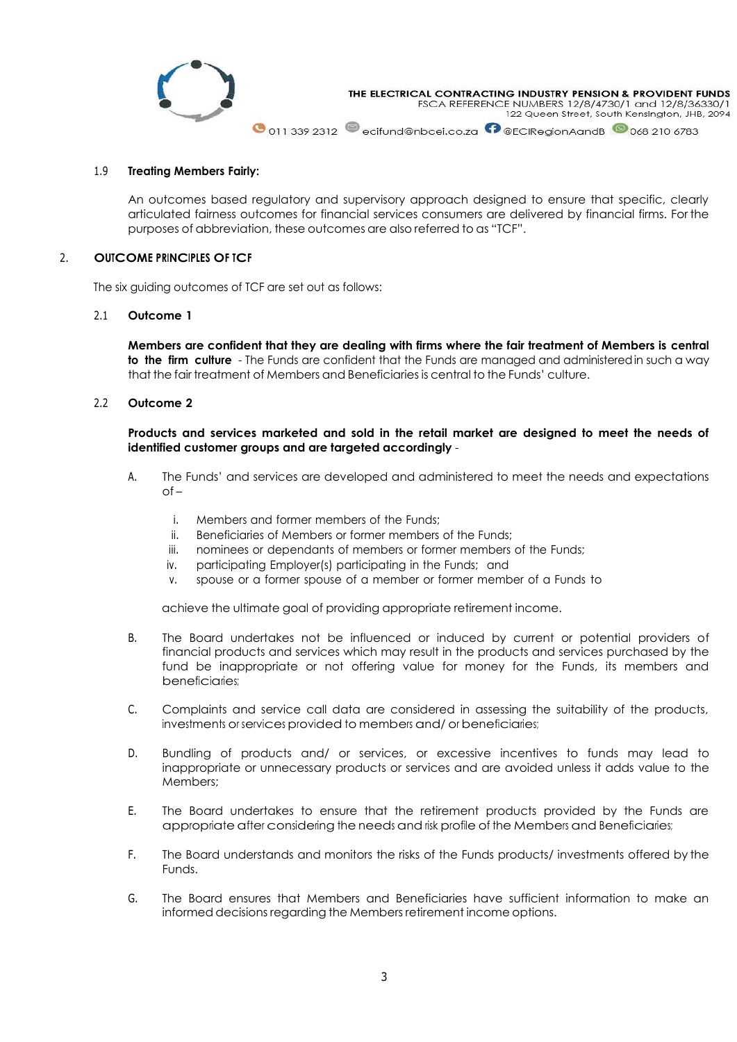1.9 **Treating Members Fairly:**

An outcomes based regulatory and supervisory approach designed to ensure that specific, clearly articulated fairness outcomes for financial services consumers are delivered by financial firms. For the purposes of abbreviation, these outcomes are also referred to as "TCF".

## 2. OUTCOME PRINCIPLES OF TCF

The six guiding outcomes of TCF are set out as follows:

### 2.1 Outcome 1

**Members are confident that they are dealing with firms where the fair treatment of Members is central to the firm culture** - The Funds are confident that the Funds are managed and administered in such a way that the fair treatment of Members and Beneficiaries is central to the Funds' culture.

### 2.2 Outcome 2

**Products and services marketed and sold in the retail market are designed to meet the needs of identified customer groups and are targeted accordingly** -

A. The Funds' and services are developed and administered to meet the needs and expectations of –

   i. Members and former members of the Funds;
   ii. Beneficiaries of Members or former members of the Funds;
   iii. nominees or dependants of members or former members of the Funds;
   iv. participating Employer(s) participating in the Funds; and
   v. spouse or a former spouse of a member or former member of a Funds to

   achieve the ultimate goal of providing appropriate retirement income.

B. The Board undertakes not be influenced or induced by current or potential providers of financial products and services which may result in the products and services purchased by the fund be inappropriate or not offering value for money for the Funds, its members and beneficiaries;

C. Complaints and service call data are considered in assessing the suitability of the products, investments or services provided to members and/ or beneficiaries;

D. Bundling of products and/ or services, or excessive incentives to funds may lead to inappropriate or unnecessary products or services and are avoided unless it adds value to the Members;

E. The Board undertakes to ensure that the retirement products provided by the Funds are appropriate after considering the needs and risk profile of the Members and Beneficiaries;

F. The Board understands and monitors the risks of the Funds products/ investments offered by the Funds.

G. The Board ensures that Members and Beneficiaries have sufficient information to make an informed decisions regarding the Members retirement income options.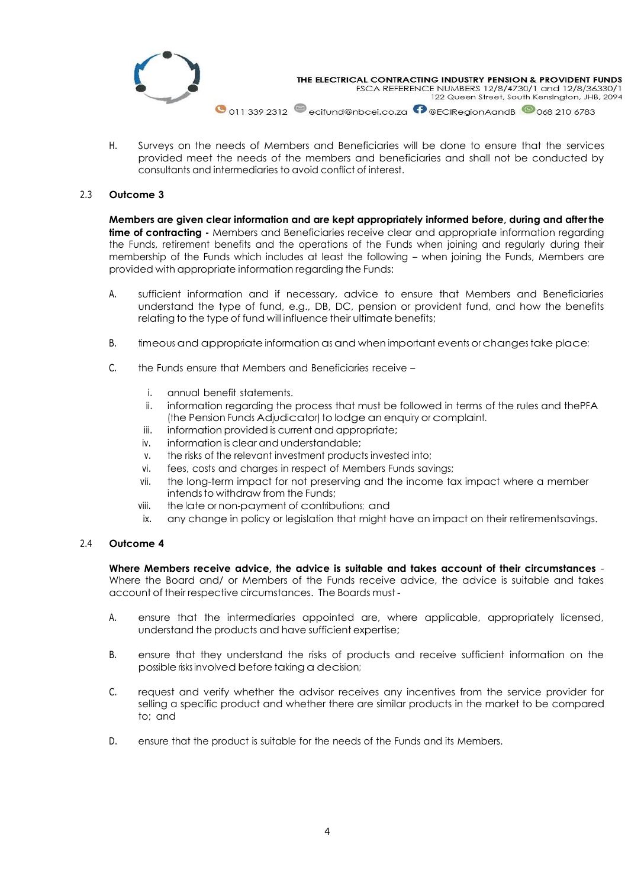H. Surveys on the needs of Members and Beneficiaries will be done to ensure that the services provided meet the needs of the members and beneficiaries and shall not be conducted by consultants and intermediaries to avoid conflict of interest.

### 2.3 Outcome 3

**Members are given clear information and are kept appropriately informed before, during and after the time of contracting -** Members and Beneficiaries receive clear and appropriate information regarding the Funds, retirement benefits and the operations of the Funds when joining and regularly during their membership of the Funds which includes at least the following – when joining the Funds, Members are provided with appropriate information regarding the Funds:

A. sufficient information and if necessary, advice to ensure that Members and Beneficiaries understand the type of fund, e.g., DB, DC, pension or provident fund, and how the benefits relating to the type of fund will influence their ultimate benefits;

B. timeous and appropriate information as and when important events or changes take place;

C. the Funds ensure that Members and Beneficiaries receive –

   i. annual benefit statements.
   ii. information regarding the process that must be followed in terms of the rules and thePFA (the Pension Funds Adjudicator) to lodge an enquiry or complaint.
   iii. information provided is current and appropriate;
   iv. information is clear and understandable;
   v. the risks of the relevant investment products invested into;
   vi. fees, costs and charges in respect of Members Funds savings;
   vii. the long-term impact for not preserving and the income tax impact where a member intends to withdraw from the Funds;
   viii. the late or non-payment of contributions; and
   ix. any change in policy or legislation that might have an impact on their retirementsavings.

### 2.4 Outcome 4

**Where Members receive advice, the advice is suitable and takes account of their circumstances** - Where the Board and/ or Members of the Funds receive advice, the advice is suitable and takes account of their respective circumstances. The Boards must -

A. ensure that the intermediaries appointed are, where applicable, appropriately licensed, understand the products and have sufficient expertise;

B. ensure that they understand the risks of products and receive sufficient information on the possible risks involved before taking a decision;

C. request and verify whether the advisor receives any incentives from the service provider for selling a specific product and whether there are similar products in the market to be compared to; and

D. ensure that the product is suitable for the needs of the Funds and its Members.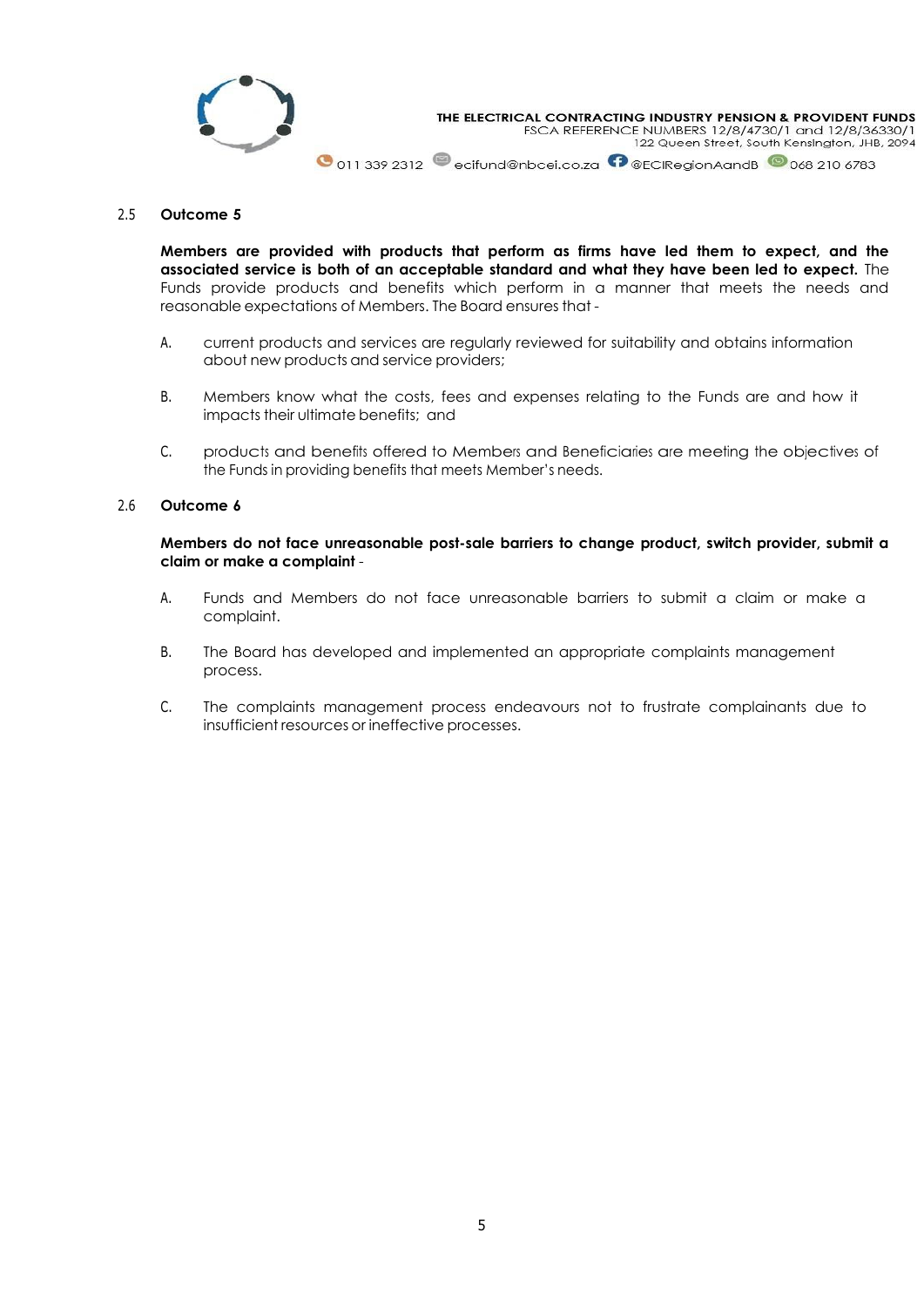## 2.5 Outcome 5

**Members are provided with products that perform as firms have led them to expect, and the associated service is both of an acceptable standard and what they have been led to expect.** The Funds provide products and benefits which perform in a manner that meets the needs and reasonable expectations of Members. The Board ensures that -

A. current products and services are regularly reviewed for suitability and obtains information about new products and service providers;

B. Members know what the costs, fees and expenses relating to the Funds are and how it impacts their ultimate benefits; and

C. products and benefits offered to Members and Beneficiaries are meeting the objectives of the Funds in providing benefits that meets Member's needs.

## 2.6 Outcome 6

**Members do not face unreasonable post-sale barriers to change product, switch provider, submit a claim or make a complaint** -

A. Funds and Members do not face unreasonable barriers to submit a claim or make a complaint.

B. The Board has developed and implemented an appropriate complaints management process.

C. The complaints management process endeavours not to frustrate complainants due to insufficient resources or ineffective processes.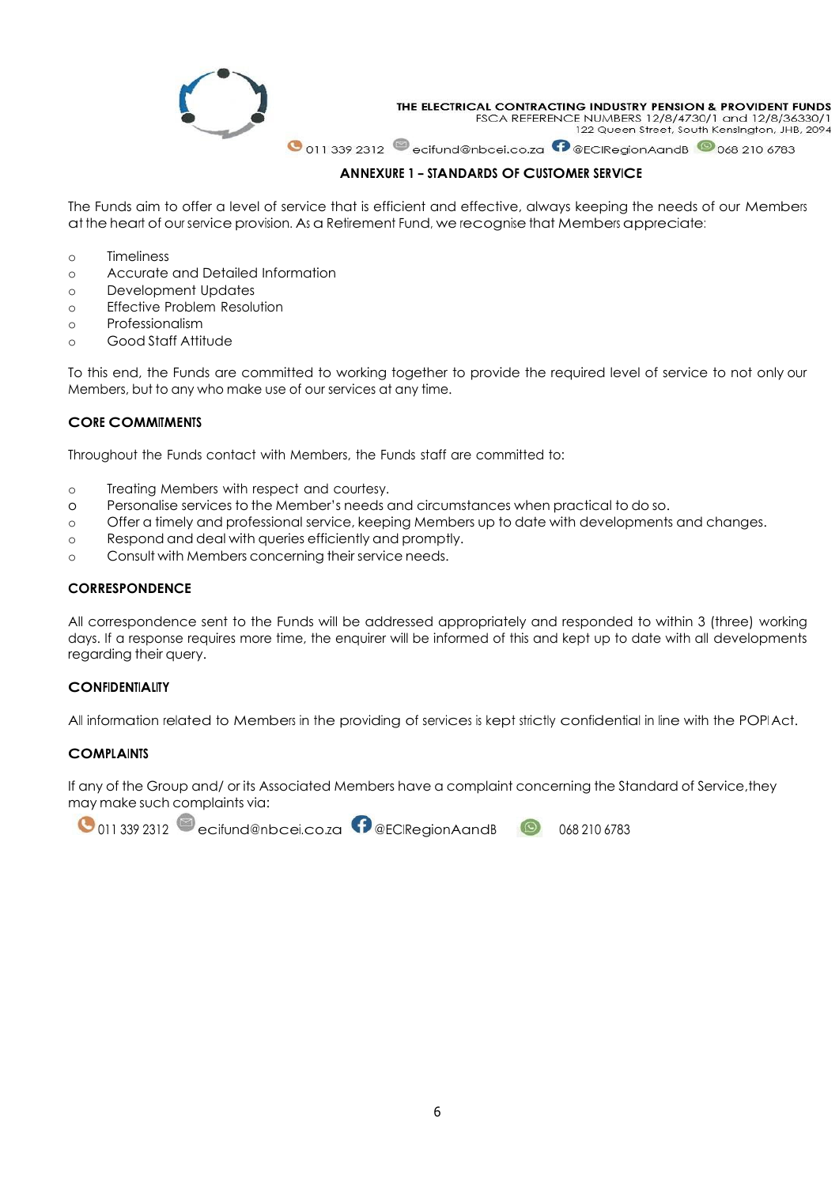THE ELECTRICAL CONTRACTING INDUSTRY PENSION & PROVIDENT FUNDS
FSCA REFERENCE NUMBERS 12/8/4730/1 and 12/8/36330/1
122 Queen Street, South Kensington, JHB, 2094

011 339 2312 ecifund@nbcei.co.za @ECIRegionAandB 068 210 6783

## ANNEXURE 1 – STANDARDS OF CUSTOMER SERVICE

The Funds aim to offer a level of service that is efficient and effective, always keeping the needs of our Members at the heart of our service provision. As a Retirement Fund, we recognise that Members appreciate:

- Timeliness
- Accurate and Detailed Information
- Development Updates
- Effective Problem Resolution
- Professionalism
- Good Staff Attitude

To this end, the Funds are committed to working together to provide the required level of service to not only our Members, but to any who make use of our services at any time.

### CORE COMMITMENTS

Throughout the Funds contact with Members, the Funds staff are committed to:

- Treating Members with respect and courtesy.
- Personalise services to the Member's needs and circumstances when practical to do so.
- Offer a timely and professional service, keeping Members up to date with developments and changes.
- Respond and deal with queries efficiently and promptly.
- Consult with Members concerning their service needs.

### CORRESPONDENCE

All correspondence sent to the Funds will be addressed appropriately and responded to within 3 (three) working days. If a response requires more time, the enquirer will be informed of this and kept up to date with all developments regarding their query.

### CONFIDENTIALITY

All information related to Members in the providing of services is kept strictly confidential in line with the POPI Act.

### COMPLAINTS

If any of the Group and/ or its Associated Members have a complaint concerning the Standard of Service,they may make such complaints via:

011 339 2312 ecifund@nbcei.co.za @ECIRegionAandB 068 210 6783